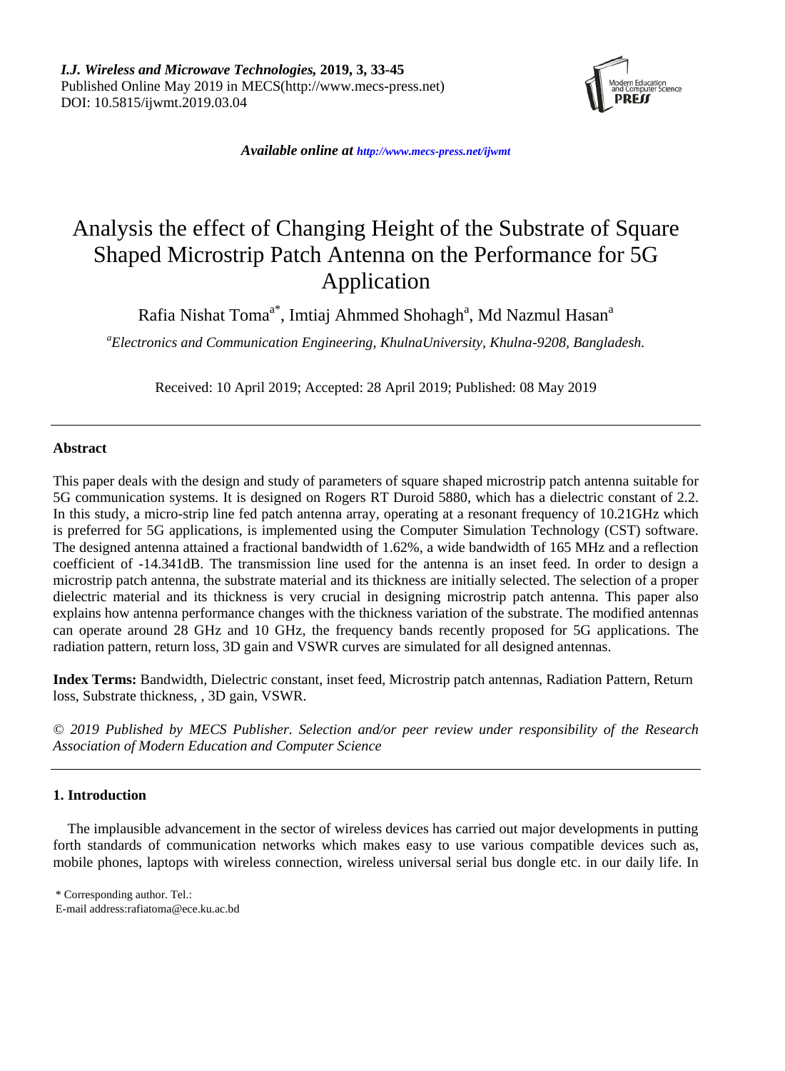# Analysis the effect of Changing Height of the Substrate of Square Shaped Microstrip Patch Antenna on the Performance for 5G Application

Rafia Nishat Toma[a*], Imtiaj Ahmmed Shohagh[a], Md Nazmul Hasan[a]

[a]*Electronics and Communication Engineering, KhulnaUniversity, Khulna-9208, Bangladesh.*

Received: 10 April 2019; Accepted: 28 April 2019; Published: 08 May 2019

---

## Abstract

This paper deals with the design and study of parameters of square shaped microstrip patch antenna suitable for 5G communication systems. It is designed on Rogers RT Duroid 5880, which has a dielectric constant of 2.2. In this study, a micro-strip line fed patch antenna array, operating at a resonant frequency of 10.21GHz which is preferred for 5G applications, is implemented using the Computer Simulation Technology (CST) software. The designed antenna attained a fractional bandwidth of 1.62%, a wide bandwidth of 165 MHz and a reflection coefficient of -14.341dB. The transmission line used for the antenna is an inset feed. In order to design a microstrip patch antenna, the substrate material and its thickness are initially selected. The selection of a proper dielectric material and its thickness is very crucial in designing microstrip patch antenna. This paper also explains how antenna performance changes with the thickness variation of the substrate. The modified antennas can operate around 28 GHz and 10 GHz, the frequency bands recently proposed for 5G applications. The radiation pattern, return loss, 3D gain and VSWR curves are simulated for all designed antennas.

**Index Terms:** Bandwidth, Dielectric constant, inset feed, Microstrip patch antennas, Radiation Pattern, Return loss, Substrate thickness, , 3D gain, VSWR.

*© 2019 Published by MECS Publisher. Selection and/or peer review under responsibility of the Research Association of Modern Education and Computer Science*

---

## 1. Introduction

The implausible advancement in the sector of wireless devices has carried out major developments in putting forth standards of communication networks which makes easy to use various compatible devices such as, mobile phones, laptops with wireless connection, wireless universal serial bus dongle etc. in our daily life. In

\* Corresponding author. Tel.:
E-mail address:rafiatoma@ece.ku.ac.bd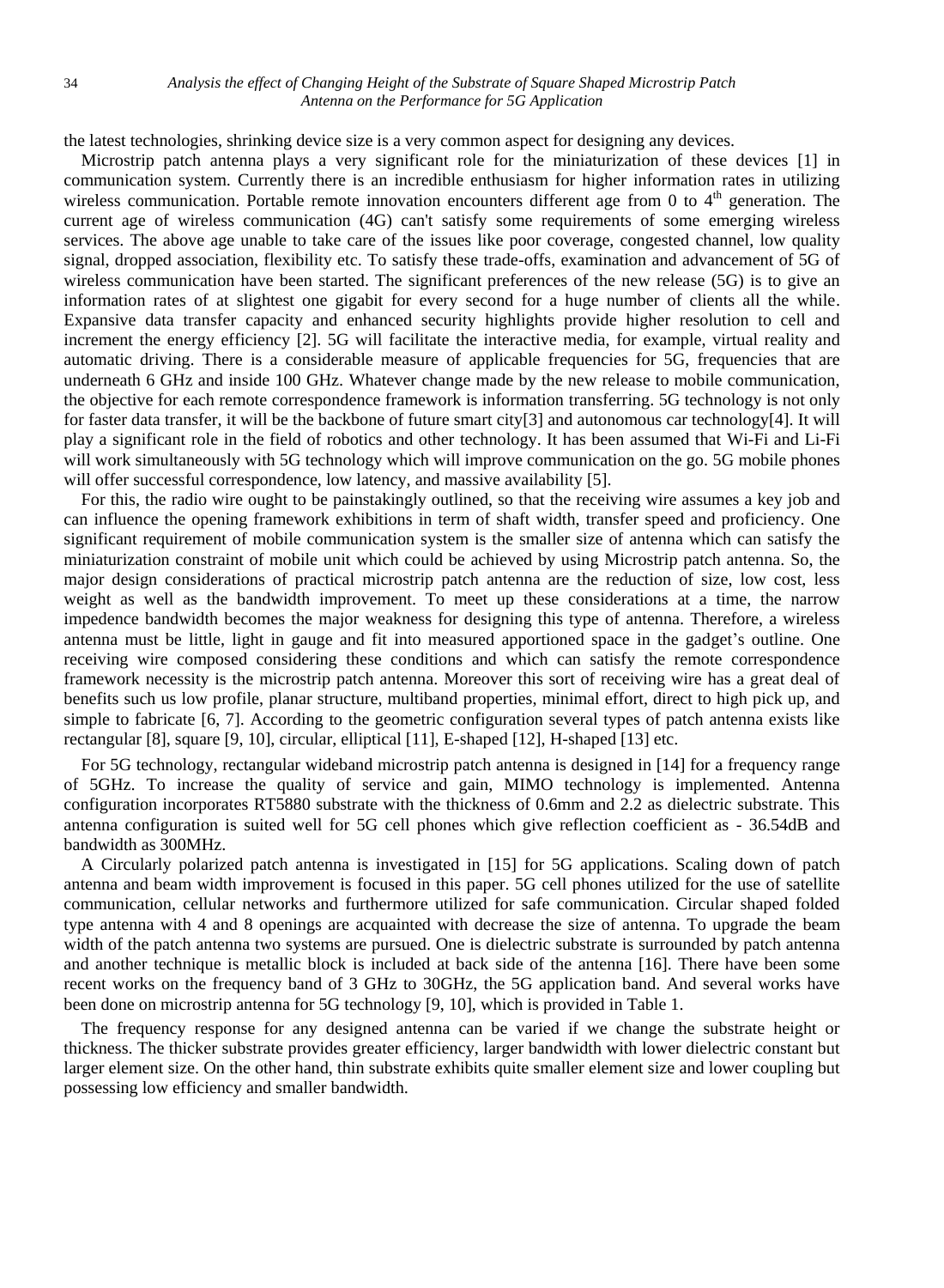the latest technologies, shrinking device size is a very common aspect for designing any devices.

Microstrip patch antenna plays a very significant role for the miniaturization of these devices [1] in communication system. Currently there is an incredible enthusiasm for higher information rates in utilizing wireless communication. Portable remote innovation encounters different age from 0 to 4th generation. The current age of wireless communication (4G) can't satisfy some requirements of some emerging wireless services. The above age unable to take care of the issues like poor coverage, congested channel, low quality signal, dropped association, flexibility etc. To satisfy these trade-offs, examination and advancement of 5G of wireless communication have been started. The significant preferences of the new release (5G) is to give an information rates of at slightest one gigabit for every second for a huge number of clients all the while. Expansive data transfer capacity and enhanced security highlights provide higher resolution to cell and increment the energy efficiency [2]. 5G will facilitate the interactive media, for example, virtual reality and automatic driving. There is a considerable measure of applicable frequencies for 5G, frequencies that are underneath 6 GHz and inside 100 GHz. Whatever change made by the new release to mobile communication, the objective for each remote correspondence framework is information transferring. 5G technology is not only for faster data transfer, it will be the backbone of future smart city[3] and autonomous car technology[4]. It will play a significant role in the field of robotics and other technology. It has been assumed that Wi-Fi and Li-Fi will work simultaneously with 5G technology which will improve communication on the go. 5G mobile phones will offer successful correspondence, low latency, and massive availability [5].

For this, the radio wire ought to be painstakingly outlined, so that the receiving wire assumes a key job and can influence the opening framework exhibitions in term of shaft width, transfer speed and proficiency. One significant requirement of mobile communication system is the smaller size of antenna which can satisfy the miniaturization constraint of mobile unit which could be achieved by using Microstrip patch antenna. So, the major design considerations of practical microstrip patch antenna are the reduction of size, low cost, less weight as well as the bandwidth improvement. To meet up these considerations at a time, the narrow impedence bandwidth becomes the major weakness for designing this type of antenna. Therefore, a wireless antenna must be little, light in gauge and fit into measured apportioned space in the gadget's outline. One receiving wire composed considering these conditions and which can satisfy the remote correspondence framework necessity is the microstrip patch antenna. Moreover this sort of receiving wire has a great deal of benefits such us low profile, planar structure, multiband properties, minimal effort, direct to high pick up, and simple to fabricate [6, 7]. According to the geometric configuration several types of patch antenna exists like rectangular [8], square [9, 10], circular, elliptical [11], E-shaped [12], H-shaped [13] etc.

For 5G technology, rectangular wideband microstrip patch antenna is designed in [14] for a frequency range of 5GHz. To increase the quality of service and gain, MIMO technology is implemented. Antenna configuration incorporates RT5880 substrate with the thickness of 0.6mm and 2.2 as dielectric substrate. This antenna configuration is suited well for 5G cell phones which give reflection coefficient as - 36.54dB and bandwidth as 300MHz.

A Circularly polarized patch antenna is investigated in [15] for 5G applications. Scaling down of patch antenna and beam width improvement is focused in this paper. 5G cell phones utilized for the use of satellite communication, cellular networks and furthermore utilized for safe communication. Circular shaped folded type antenna with 4 and 8 openings are acquainted with decrease the size of antenna. To upgrade the beam width of the patch antenna two systems are pursued. One is dielectric substrate is surrounded by patch antenna and another technique is metallic block is included at back side of the antenna [16]. There have been some recent works on the frequency band of 3 GHz to 30GHz, the 5G application band. And several works have been done on microstrip antenna for 5G technology [9, 10], which is provided in Table 1.

The frequency response for any designed antenna can be varied if we change the substrate height or thickness. The thicker substrate provides greater efficiency, larger bandwidth with lower dielectric constant but larger element size. On the other hand, thin substrate exhibits quite smaller element size and lower coupling but possessing low efficiency and smaller bandwidth.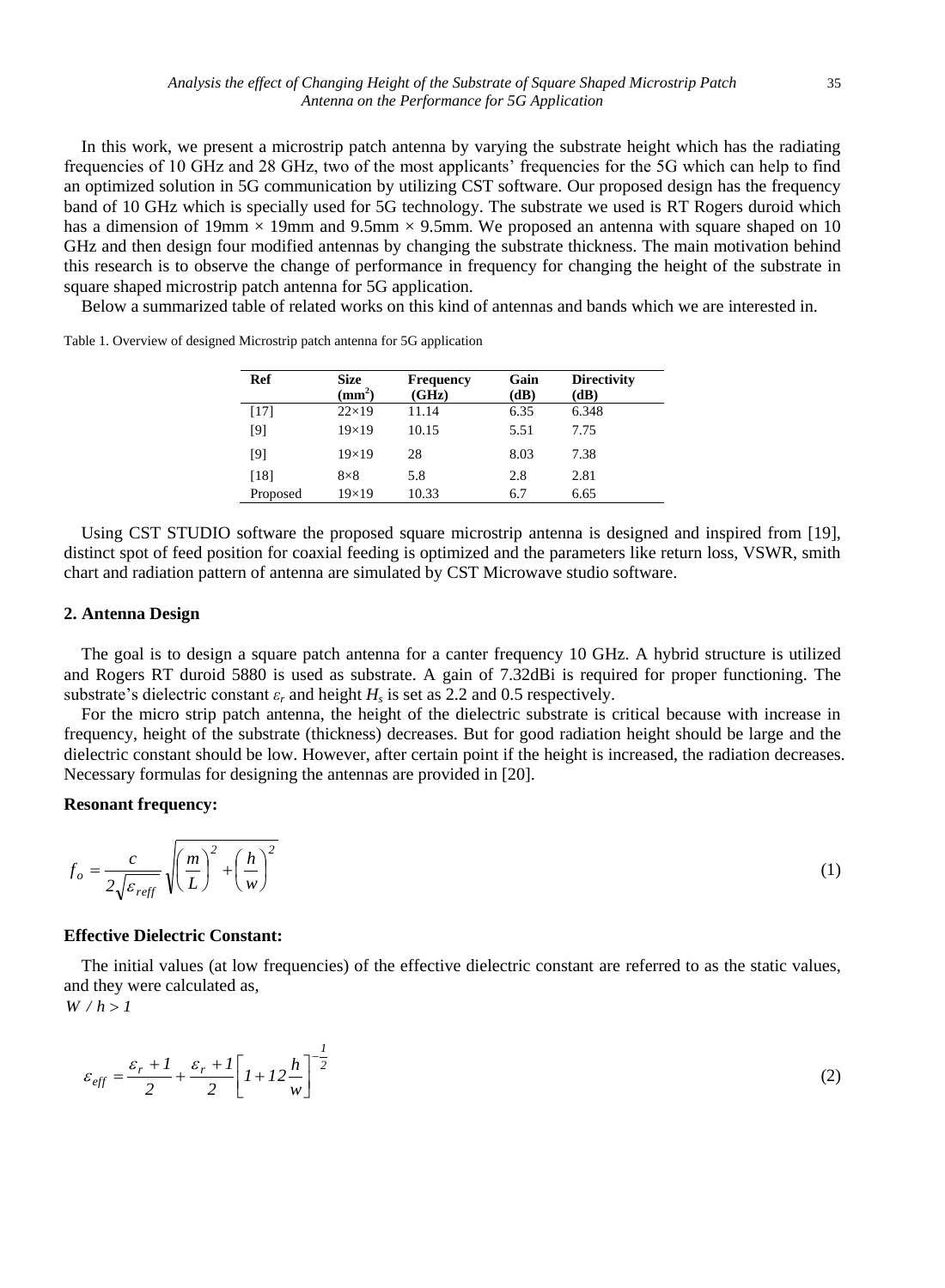In this work, we present a microstrip patch antenna by varying the substrate height which has the radiating frequencies of 10 GHz and 28 GHz, two of the most applicants' frequencies for the 5G which can help to find an optimized solution in 5G communication by utilizing CST software. Our proposed design has the frequency band of 10 GHz which is specially used for 5G technology. The substrate we used is RT Rogers duroid which has a dimension of 19mm × 19mm and 9.5mm × 9.5mm. We proposed an antenna with square shaped on 10 GHz and then design four modified antennas by changing the substrate thickness. The main motivation behind this research is to observe the change of performance in frequency for changing the height of the substrate in square shaped microstrip patch antenna for 5G application.

Below a summarized table of related works on this kind of antennas and bands which we are interested in.

Table 1. Overview of designed Microstrip patch antenna for 5G application

| Ref | Size ($mm^2$) | Frequency (GHz) | Gain (dB) | Directivity (dB) |
|---|---|---|---|---|
| [17] | 22×19 | 11.14 | 6.35 | 6.348 |
| [9] | 19×19 | 10.15 | 5.51 | 7.75 |
| [9] | 19×19 | 28 | 8.03 | 7.38 |
| [18] | 8×8 | 5.8 | 2.8 | 2.81 |
| Proposed | 19×19 | 10.33 | 6.7 | 6.65 |

Using CST STUDIO software the proposed square microstrip antenna is designed and inspired from [19], distinct spot of feed position for coaxial feeding is optimized and the parameters like return loss, VSWR, smith chart and radiation pattern of antenna are simulated by CST Microwave studio software.

## 2. Antenna Design

The goal is to design a square patch antenna for a canter frequency 10 GHz. A hybrid structure is utilized and Rogers RT duroid 5880 is used as substrate. A gain of 7.32dBi is required for proper functioning. The substrate's dielectric constant $\varepsilon_r$ and height $H_s$ is set as 2.2 and 0.5 respectively.

For the micro strip patch antenna, the height of the dielectric substrate is critical because with increase in frequency, height of the substrate (thickness) decreases. But for good radiation height should be large and the dielectric constant should be low. However, after certain point if the height is increased, the radiation decreases. Necessary formulas for designing the antennas are provided in [20].

**Resonant frequency:**

$$f_o = \frac{c}{2\sqrt{\varepsilon_{reff}}} \sqrt{\left(\frac{m}{L}\right)^2 + \left(\frac{h}{w}\right)^2} \tag{1}$$

**Effective Dielectric Constant:**

The initial values (at low frequencies) of the effective dielectric constant are referred to as the static values, and they were calculated as,

$W / h > 1$

$$\varepsilon_{eff} = \frac{\varepsilon_r + 1}{2} + \frac{\varepsilon_r + 1}{2}\left[1 + 12\frac{h}{w}\right]^{-\frac{1}{2}} \tag{2}$$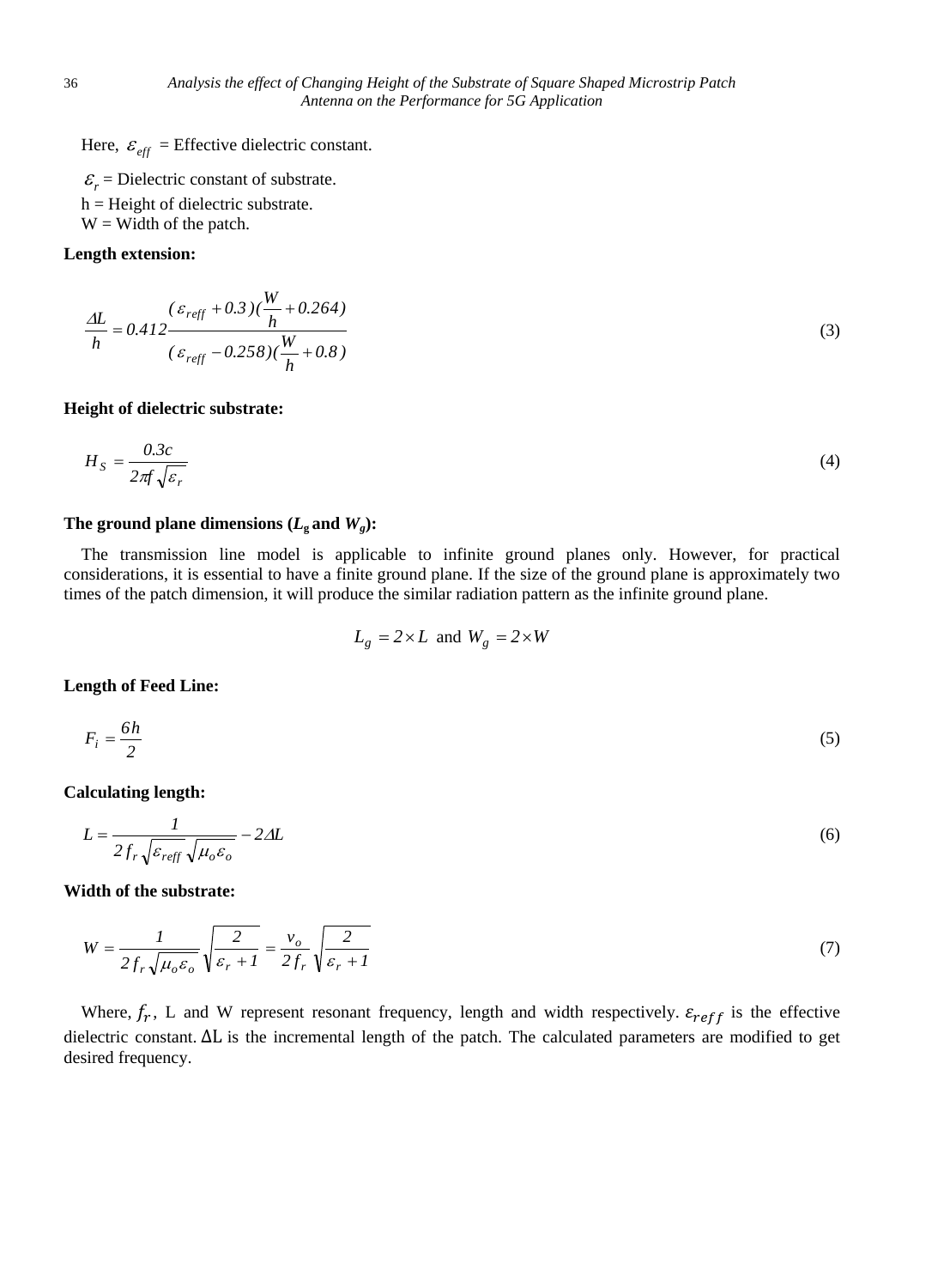Here, $\varepsilon_{eff}$ = Effective dielectric constant.

$\varepsilon_r$ = Dielectric constant of substrate.

h = Height of dielectric substrate.

W = Width of the patch.

**Length extension:**

$$\frac{\Delta L}{h} = 0.412\frac{(\varepsilon_{reff} + 0.3)(\frac{W}{h} + 0.264)}{(\varepsilon_{reff} - 0.258)(\frac{W}{h} + 0.8)} \tag{3}$$

**Height of dielectric substrate:**

$$H_S = \frac{0.3c}{2\pi f\sqrt{\varepsilon_r}} \tag{4}$$

**The ground plane dimensions ($L_g$ and $W_g$):**

The transmission line model is applicable to infinite ground planes only. However, for practical considerations, it is essential to have a finite ground plane. If the size of the ground plane is approximately two times of the patch dimension, it will produce the similar radiation pattern as the infinite ground plane.

$$L_g = 2 \times L \text{ and } W_g = 2 \times W$$

**Length of Feed Line:**

$$F_i = \frac{6h}{2} \tag{5}$$

**Calculating length:**

$$L = \frac{1}{2f_r\sqrt{\varepsilon_{reff}}\sqrt{\mu_o\varepsilon_o}} - 2\Delta L \tag{6}$$

**Width of the substrate:**

$$W = \frac{1}{2f_r\sqrt{\mu_o\varepsilon_o}}\sqrt{\frac{2}{\varepsilon_r + 1}} = \frac{v_o}{2f_r}\sqrt{\frac{2}{\varepsilon_r + 1}} \tag{7}$$

Where, $f_r$, L and W represent resonant frequency, length and width respectively. $\varepsilon_{reff}$ is the effective dielectric constant. $\Delta L$ is the incremental length of the patch. The calculated parameters are modified to get desired frequency.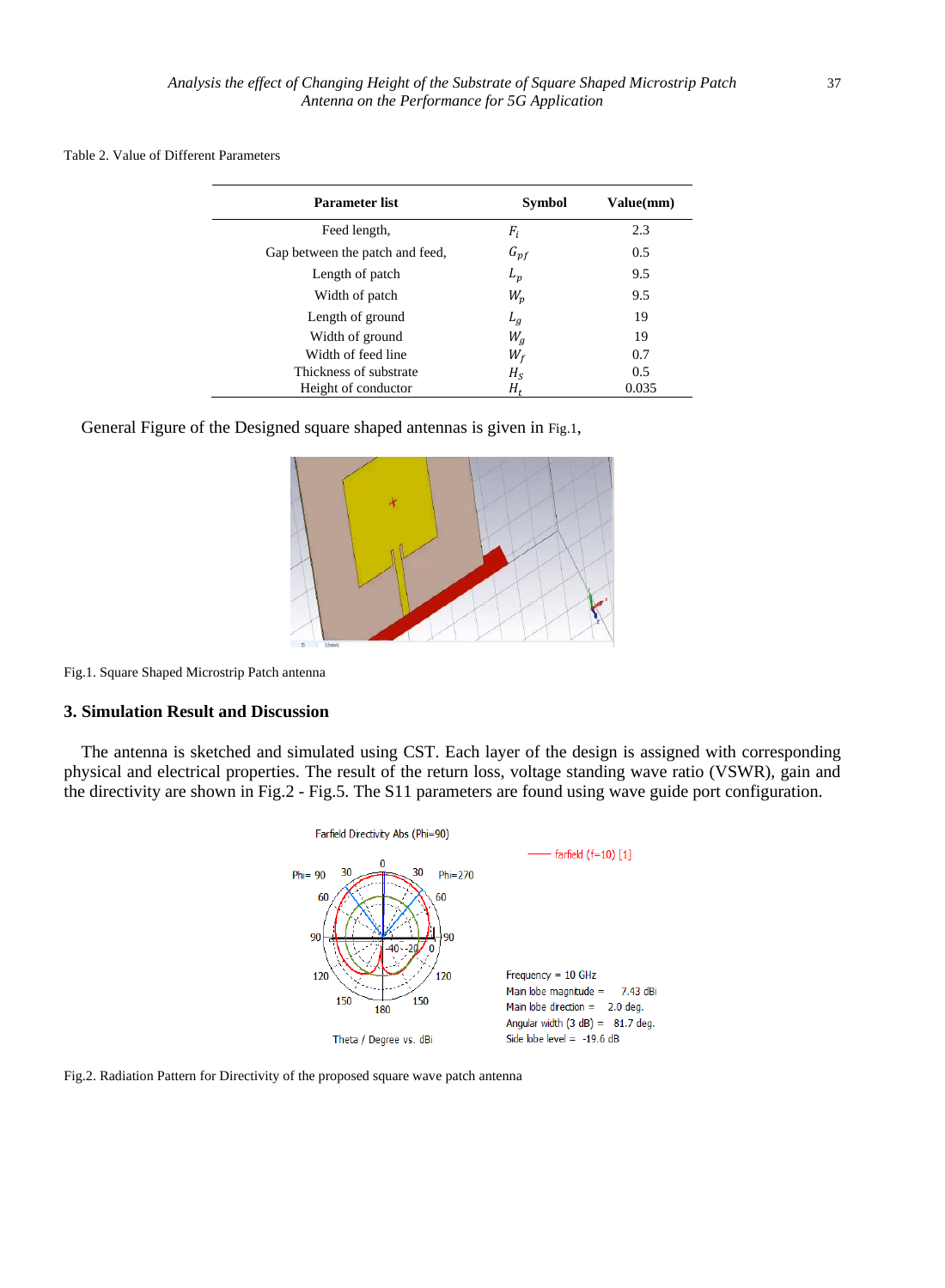Table 2. Value of Different Parameters

| Parameter list | Symbol | Value(mm) |
|---|---|---|
| Feed length, | $F_i$ | 2.3 |
| Gap between the patch and feed, | $G_{pf}$ | 0.5 |
| Length of patch | $L_p$ | 9.5 |
| Width of patch | $W_p$ | 9.5 |
| Length of ground | $L_g$ | 19 |
| Width of ground | $W_g$ | 19 |
| Width of feed line | $W_f$ | 0.7 |
| Thickness of substrate | $H_S$ | 0.5 |
| Height of conductor | $H_t$ | 0.035 |

General Figure of the Designed square shaped antennas is given in Fig.1,

Fig.1. Square Shaped Microstrip Patch antenna

## 3. Simulation Result and Discussion

The antenna is sketched and simulated using CST. Each layer of the design is assigned with corresponding physical and electrical properties. The result of the return loss, voltage standing wave ratio (VSWR), gain and the directivity are shown in Fig.2 - Fig.5. The S11 parameters are found using wave guide port configuration.

Fig.2. Radiation Pattern for Directivity of the proposed square wave patch antenna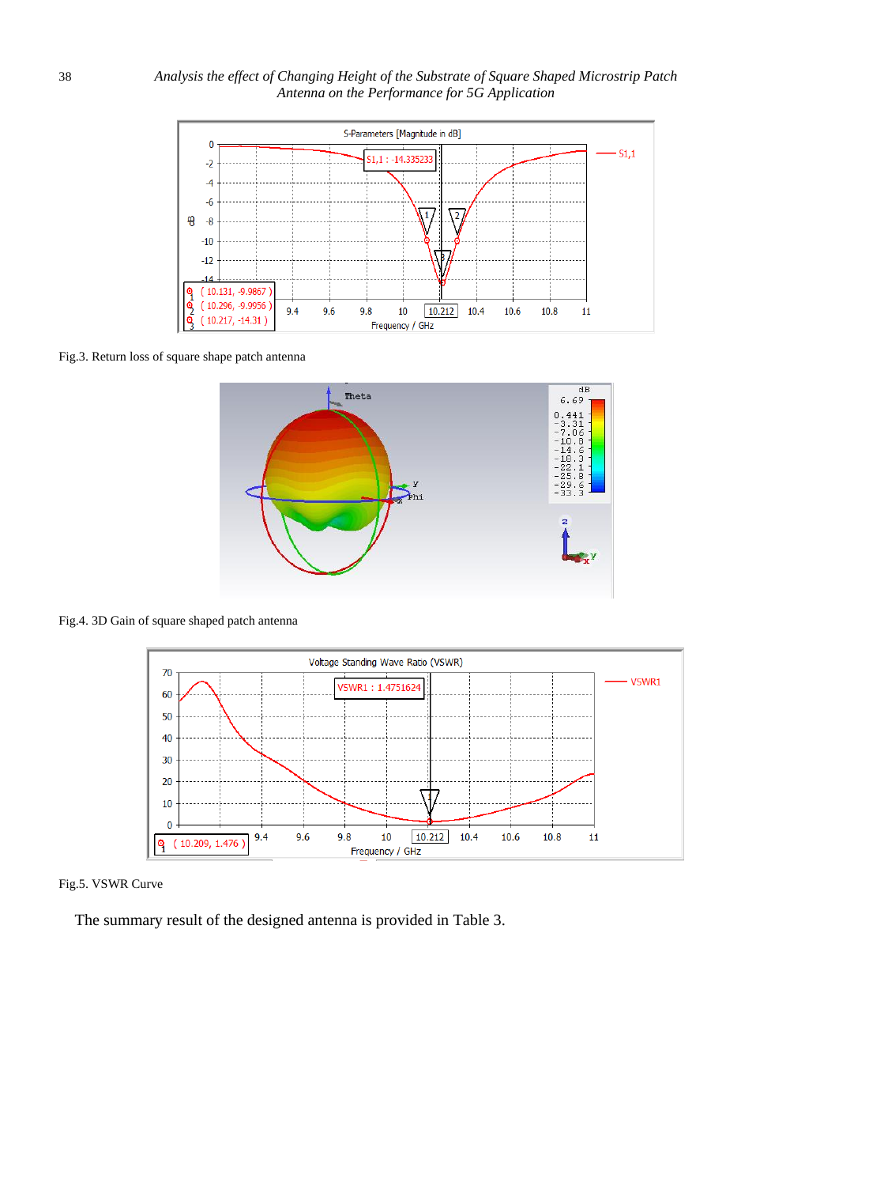Fig.3. Return loss of square shape patch antenna

Fig.4. 3D Gain of square shaped patch antenna

Fig.5. VSWR Curve

The summary result of the designed antenna is provided in Table 3.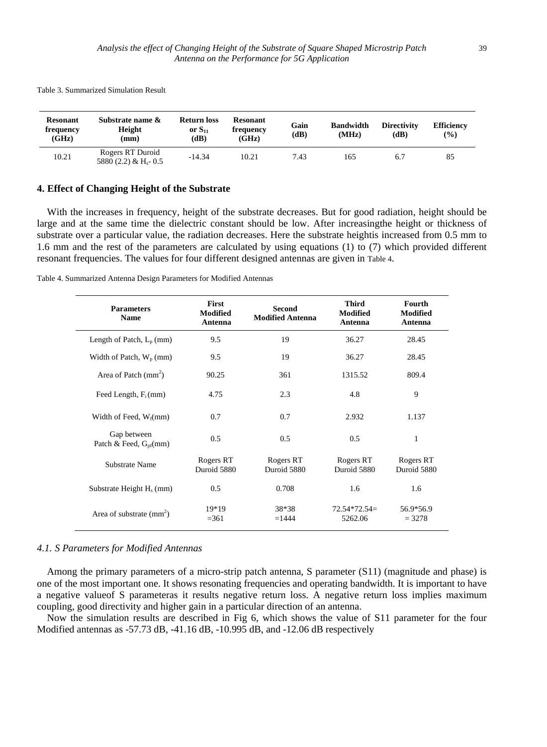Table 3. Summarized Simulation Result

| Resonant frequency (GHz) | Substrate name & Height (mm) | Return loss or $S_{11}$ (dB) | Resonant frequency (GHz) | Gain (dB) | Bandwidth (MHz) | Directivity (dB) | Efficiency (%) |
|---|---|---|---|---|---|---|---|
| 10.21 | Rogers RT Duroid 5880 (2.2) & $H_s$- 0.5 | -14.34 | 10.21 | 7.43 | 165 | 6.7 | 85 |

## 4. Effect of Changing Height of the Substrate

With the increases in frequency, height of the substrate decreases. But for good radiation, height should be large and at the same time the dielectric constant should be low. After increasingthe height or thickness of substrate over a particular value, the radiation decreases. Here the substrate heightis increased from 0.5 mm to 1.6 mm and the rest of the parameters are calculated by using equations (1) to (7) which provided different resonant frequencies. The values for four different designed antennas are given in Table 4.

Table 4. Summarized Antenna Design Parameters for Modified Antennas

| Parameters Name | First Modified Antenna | Second Modified Antenna | Third Modified Antenna | Fourth Modified Antenna |
|---|---|---|---|---|
| Length of Patch, $L_p$ (mm) | 9.5 | 19 | 36.27 | 28.45 |
| Width of Patch, $W_p$ (mm) | 9.5 | 19 | 36.27 | 28.45 |
| Area of Patch ($mm^2$) | 90.25 | 361 | 1315.52 | 809.4 |
| Feed Length, $F_i$ (mm) | 4.75 | 2.3 | 4.8 | 9 |
| Width of Feed, $W_f$(mm) | 0.7 | 0.7 | 2.932 | 1.137 |
| Gap between Patch & Feed, $G_{pf}$(mm) | 0.5 | 0.5 | 0.5 | 1 |
| Substrate Name | Rogers RT Duroid 5880 | Rogers RT Duroid 5880 | Rogers RT Duroid 5880 | Rogers RT Duroid 5880 |
| Substrate Height $H_s$ (mm) | 0.5 | 0.708 | 1.6 | 1.6 |
| Area of substrate ($mm^2$) | 19*19 =361 | 38*38 =1444 | 72.54*72.54= 5262.06 | 56.9*56.9 = 3278 |

### *4.1. S Parameters for Modified Antennas*

Among the primary parameters of a micro-strip patch antenna, S parameter (S11) (magnitude and phase) is one of the most important one. It shows resonating frequencies and operating bandwidth. It is important to have a negative valueof S parameteras it results negative return loss. A negative return loss implies maximum coupling, good directivity and higher gain in a particular direction of an antenna.

Now the simulation results are described in Fig 6, which shows the value of S11 parameter for the four Modified antennas as -57.73 dB, -41.16 dB, -10.995 dB, and -12.06 dB respectively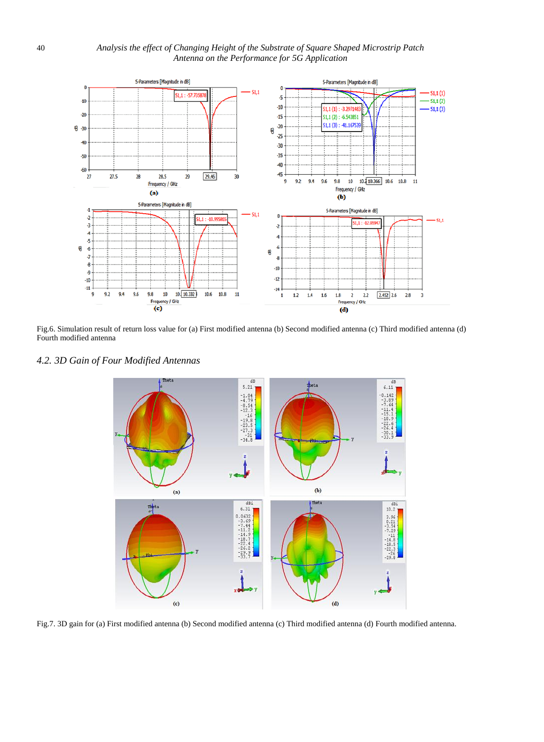Fig.6. Simulation result of return loss value for (a) First modified antenna (b) Second modified antenna (c) Third modified antenna (d) Fourth modified antenna

### *4.2. 3D Gain of Four Modified Antennas*

Fig.7. 3D gain for (a) First modified antenna (b) Second modified antenna (c) Third modified antenna (d) Fourth modified antenna.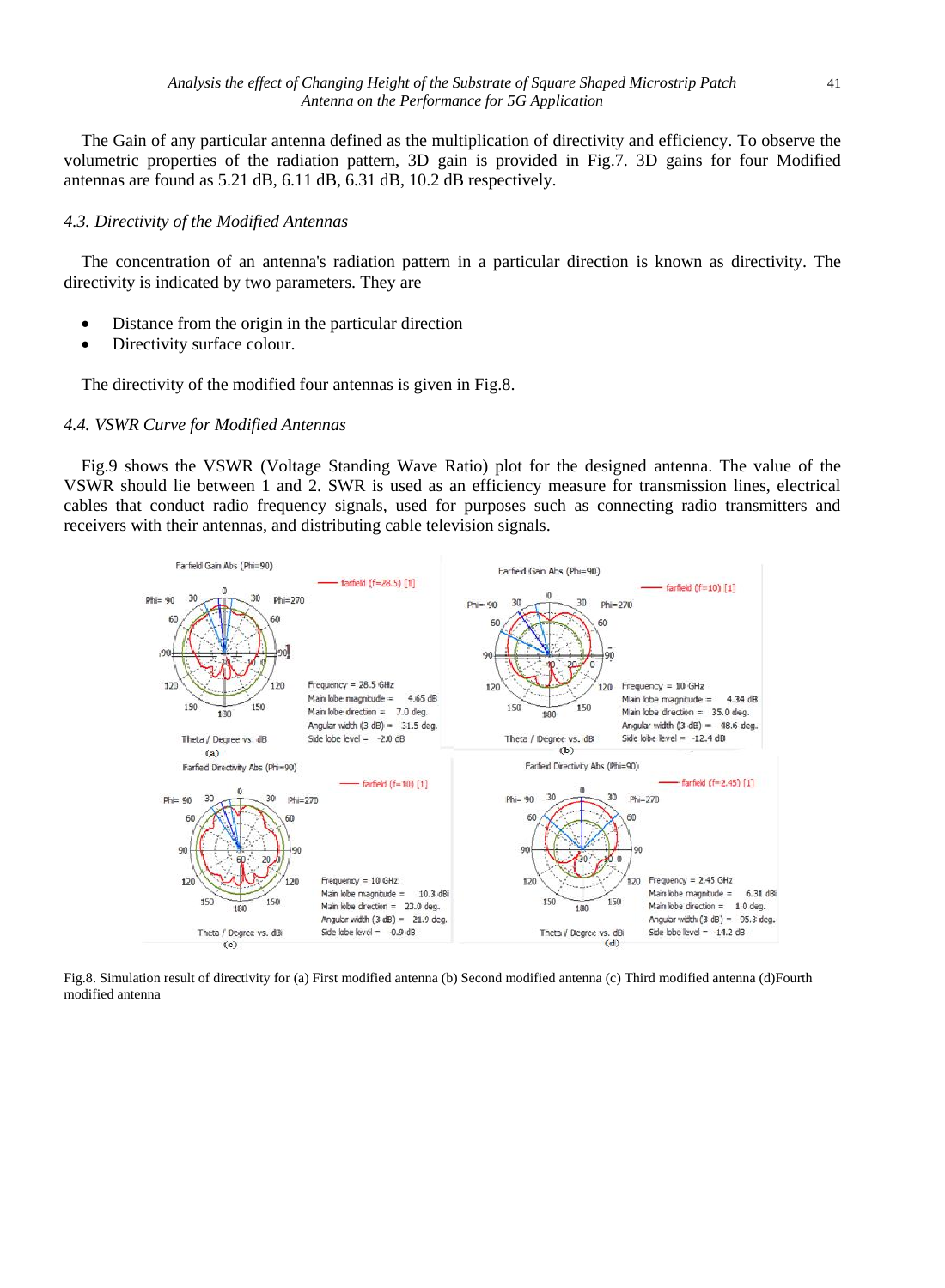The Gain of any particular antenna defined as the multiplication of directivity and efficiency. To observe the volumetric properties of the radiation pattern, 3D gain is provided in Fig.7. 3D gains for four Modified antennas are found as 5.21 dB, 6.11 dB, 6.31 dB, 10.2 dB respectively.

### *4.3. Directivity of the Modified Antennas*

The concentration of an antenna's radiation pattern in a particular direction is known as directivity. The directivity is indicated by two parameters. They are

- Distance from the origin in the particular direction
- Directivity surface colour.

The directivity of the modified four antennas is given in Fig.8.

### *4.4. VSWR Curve for Modified Antennas*

Fig.9 shows the VSWR (Voltage Standing Wave Ratio) plot for the designed antenna. The value of the VSWR should lie between 1 and 2. SWR is used as an efficiency measure for transmission lines, electrical cables that conduct radio frequency signals, used for purposes such as connecting radio transmitters and receivers with their antennas, and distributing cable television signals.

Fig.8. Simulation result of directivity for (a) First modified antenna (b) Second modified antenna (c) Third modified antenna (d)Fourth modified antenna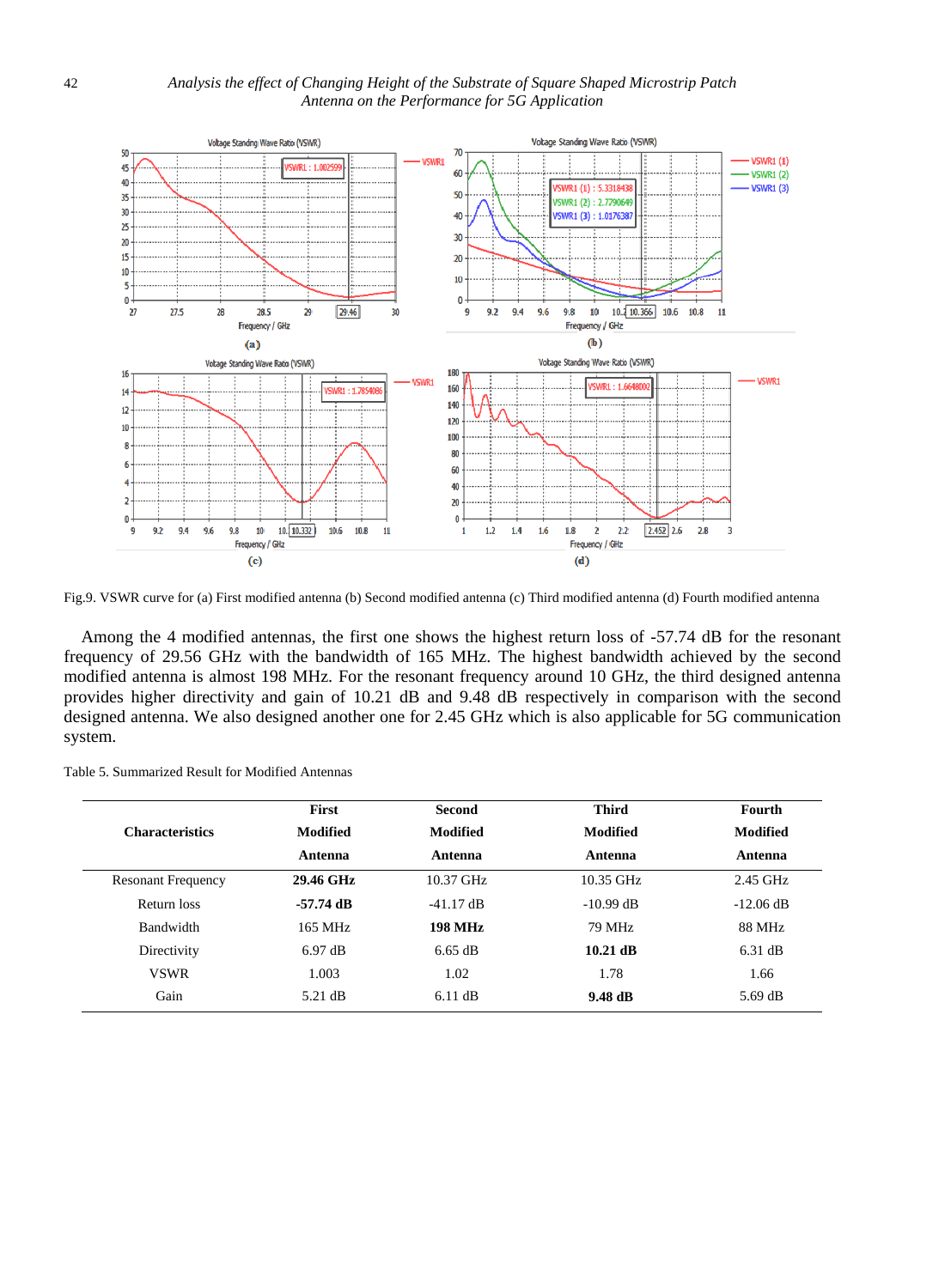Fig.9. VSWR curve for (a) First modified antenna (b) Second modified antenna (c) Third modified antenna (d) Fourth modified antenna

Among the 4 modified antennas, the first one shows the highest return loss of -57.74 dB for the resonant frequency of 29.56 GHz with the bandwidth of 165 MHz. The highest bandwidth achieved by the second modified antenna is almost 198 MHz. For the resonant frequency around 10 GHz, the third designed antenna provides higher directivity and gain of 10.21 dB and 9.48 dB respectively in comparison with the second designed antenna. We also designed another one for 2.45 GHz which is also applicable for 5G communication system.

Table 5. Summarized Result for Modified Antennas

| Characteristics | First Modified Antenna | Second Modified Antenna | Third Modified Antenna | Fourth Modified Antenna |
|---|---|---|---|---|
| Resonant Frequency | **29.46 GHz** | 10.37 GHz | 10.35 GHz | 2.45 GHz |
| Return loss | **-57.74 dB** | -41.17 dB | -10.99 dB | -12.06 dB |
| Bandwidth | 165 MHz | **198 MHz** | 79 MHz | 88 MHz |
| Directivity | 6.97 dB | 6.65 dB | **10.21 dB** | 6.31 dB |
| VSWR | 1.003 | 1.02 | 1.78 | 1.66 |
| Gain | 5.21 dB | 6.11 dB | **9.48 dB** | 5.69 dB |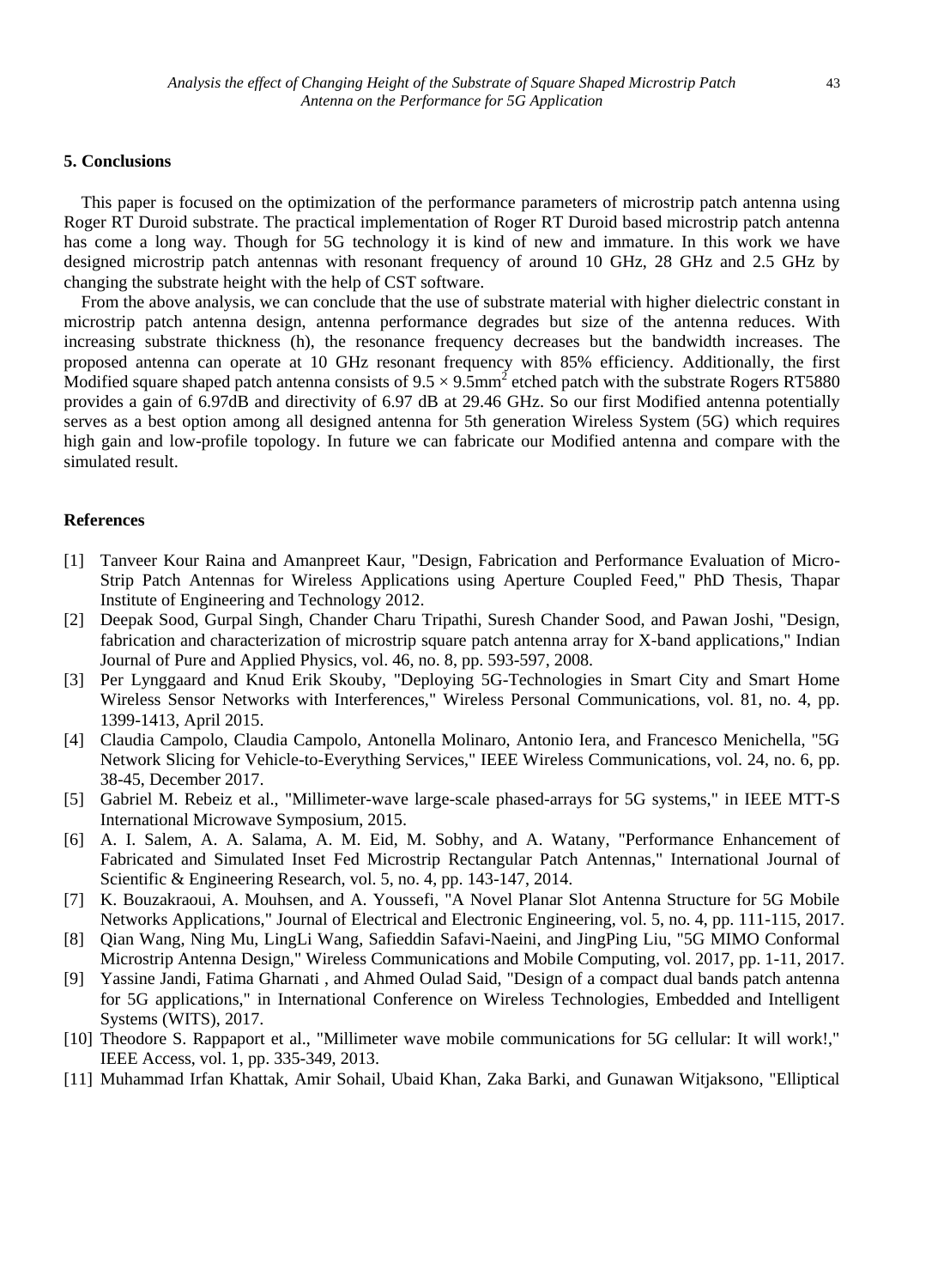## 5. Conclusions

This paper is focused on the optimization of the performance parameters of microstrip patch antenna using Roger RT Duroid substrate. The practical implementation of Roger RT Duroid based microstrip patch antenna has come a long way. Though for 5G technology it is kind of new and immature. In this work we have designed microstrip patch antennas with resonant frequency of around 10 GHz, 28 GHz and 2.5 GHz by changing the substrate height with the help of CST software.

From the above analysis, we can conclude that the use of substrate material with higher dielectric constant in microstrip patch antenna design, antenna performance degrades but size of the antenna reduces. With increasing substrate thickness (h), the resonance frequency decreases but the bandwidth increases. The proposed antenna can operate at 10 GHz resonant frequency with 85% efficiency. Additionally, the first Modified square shaped patch antenna consists of $9.5 \times 9.5\text{mm}^2$ etched patch with the substrate Rogers RT5880 provides a gain of 6.97dB and directivity of 6.97 dB at 29.46 GHz. So our first Modified antenna potentially serves as a best option among all designed antenna for 5th generation Wireless System (5G) which requires high gain and low-profile topology. In future we can fabricate our Modified antenna and compare with the simulated result.

## References

[1] Tanveer Kour Raina and Amanpreet Kaur, "Design, Fabrication and Performance Evaluation of Micro-Strip Patch Antennas for Wireless Applications using Aperture Coupled Feed," PhD Thesis, Thapar Institute of Engineering and Technology 2012.

[2] Deepak Sood, Gurpal Singh, Chander Charu Tripathi, Suresh Chander Sood, and Pawan Joshi, "Design, fabrication and characterization of microstrip square patch antenna array for X-band applications," Indian Journal of Pure and Applied Physics, vol. 46, no. 8, pp. 593-597, 2008.

[3] Per Lynggaard and Knud Erik Skouby, "Deploying 5G-Technologies in Smart City and Smart Home Wireless Sensor Networks with Interferences," Wireless Personal Communications, vol. 81, no. 4, pp. 1399-1413, April 2015.

[4] Claudia Campolo, Claudia Campolo, Antonella Molinaro, Antonio Iera, and Francesco Menichella, "5G Network Slicing for Vehicle-to-Everything Services," IEEE Wireless Communications, vol. 24, no. 6, pp. 38-45, December 2017.

[5] Gabriel M. Rebeiz et al., "Millimeter-wave large-scale phased-arrays for 5G systems," in IEEE MTT-S International Microwave Symposium, 2015.

[6] A. I. Salem, A. A. Salama, A. M. Eid, M. Sobhy, and A. Watany, "Performance Enhancement of Fabricated and Simulated Inset Fed Microstrip Rectangular Patch Antennas," International Journal of Scientific & Engineering Research, vol. 5, no. 4, pp. 143-147, 2014.

[7] K. Bouzakraoui, A. Mouhsen, and A. Youssefi, "A Novel Planar Slot Antenna Structure for 5G Mobile Networks Applications," Journal of Electrical and Electronic Engineering, vol. 5, no. 4, pp. 111-115, 2017.

[8] Qian Wang, Ning Mu, LingLi Wang, Safieddin Safavi-Naeini, and JingPing Liu, "5G MIMO Conformal Microstrip Antenna Design," Wireless Communications and Mobile Computing, vol. 2017, pp. 1-11, 2017.

[9] Yassine Jandi, Fatima Gharnati , and Ahmed Oulad Said, "Design of a compact dual bands patch antenna for 5G applications," in International Conference on Wireless Technologies, Embedded and Intelligent Systems (WITS), 2017.

[10] Theodore S. Rappaport et al., "Millimeter wave mobile communications for 5G cellular: It will work!," IEEE Access, vol. 1, pp. 335-349, 2013.

[11] Muhammad Irfan Khattak, Amir Sohail, Ubaid Khan, Zaka Barki, and Gunawan Witjaksono, "Elliptical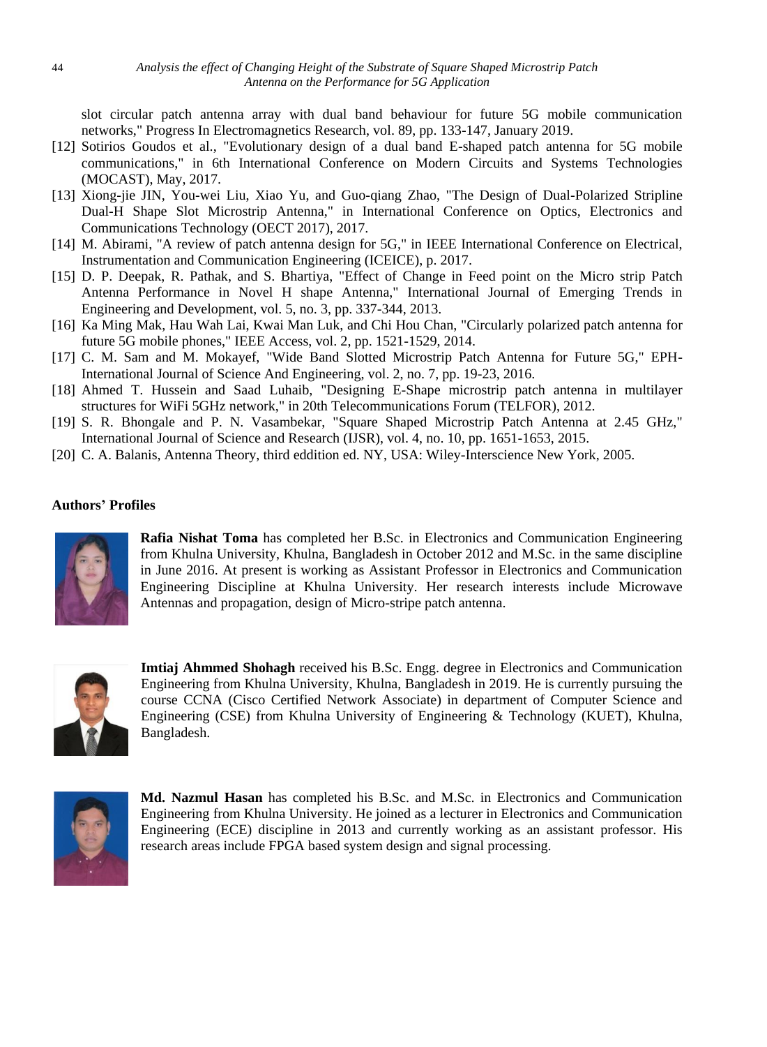slot circular patch antenna array with dual band behaviour for future 5G mobile communication networks," Progress In Electromagnetics Research, vol. 89, pp. 133-147, January 2019.

[12] Sotirios Goudos et al., "Evolutionary design of a dual band E-shaped patch antenna for 5G mobile communications," in 6th International Conference on Modern Circuits and Systems Technologies (MOCAST), May, 2017.

[13] Xiong-jie JIN, You-wei Liu, Xiao Yu, and Guo-qiang Zhao, "The Design of Dual-Polarized Stripline Dual-H Shape Slot Microstrip Antenna," in International Conference on Optics, Electronics and Communications Technology (OECT 2017), 2017.

[14] M. Abirami, "A review of patch antenna design for 5G," in IEEE International Conference on Electrical, Instrumentation and Communication Engineering (ICEICE), p. 2017.

[15] D. P. Deepak, R. Pathak, and S. Bhartiya, "Effect of Change in Feed point on the Micro strip Patch Antenna Performance in Novel H shape Antenna," International Journal of Emerging Trends in Engineering and Development, vol. 5, no. 3, pp. 337-344, 2013.

[16] Ka Ming Mak, Hau Wah Lai, Kwai Man Luk, and Chi Hou Chan, "Circularly polarized patch antenna for future 5G mobile phones," IEEE Access, vol. 2, pp. 1521-1529, 2014.

[17] C. M. Sam and M. Mokayef, "Wide Band Slotted Microstrip Patch Antenna for Future 5G," EPH-International Journal of Science And Engineering, vol. 2, no. 7, pp. 19-23, 2016.

[18] Ahmed T. Hussein and Saad Luhaib, "Designing E-Shape microstrip patch antenna in multilayer structures for WiFi 5GHz network," in 20th Telecommunications Forum (TELFOR), 2012.

[19] S. R. Bhongale and P. N. Vasambekar, "Square Shaped Microstrip Patch Antenna at 2.45 GHz," International Journal of Science and Research (IJSR), vol. 4, no. 10, pp. 1651-1653, 2015.

[20] C. A. Balanis, Antenna Theory, third eddition ed. NY, USA: Wiley-Interscience New York, 2005.

## Authors' Profiles

**Rafia Nishat Toma** has completed her B.Sc. in Electronics and Communication Engineering from Khulna University, Khulna, Bangladesh in October 2012 and M.Sc. in the same discipline in June 2016. At present is working as Assistant Professor in Electronics and Communication Engineering Discipline at Khulna University. Her research interests include Microwave Antennas and propagation, design of Micro-stripe patch antenna.

**Imtiaj Ahmmed Shohagh** received his B.Sc. Engg. degree in Electronics and Communication Engineering from Khulna University, Khulna, Bangladesh in 2019. He is currently pursuing the course CCNA (Cisco Certified Network Associate) in department of Computer Science and Engineering (CSE) from Khulna University of Engineering & Technology (KUET), Khulna, Bangladesh.

**Md. Nazmul Hasan** has completed his B.Sc. and M.Sc. in Electronics and Communication Engineering from Khulna University. He joined as a lecturer in Electronics and Communication Engineering (ECE) discipline in 2013 and currently working as an assistant professor. His research areas include FPGA based system design and signal processing.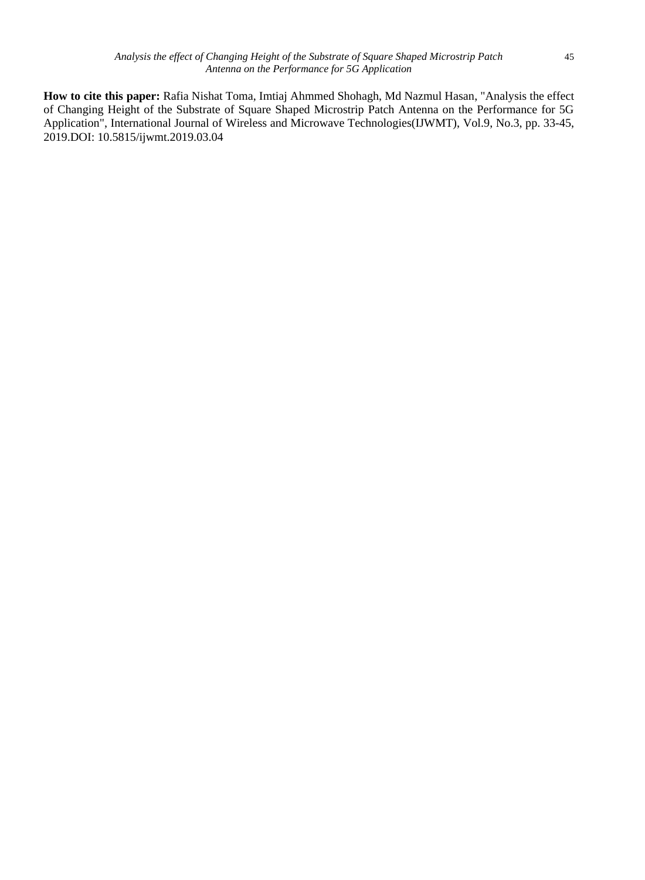**How to cite this paper:** Rafia Nishat Toma, Imtiaj Ahmmed Shohagh, Md Nazmul Hasan, "Analysis the effect of Changing Height of the Substrate of Square Shaped Microstrip Patch Antenna on the Performance for 5G Application", International Journal of Wireless and Microwave Technologies(IJWMT), Vol.9, No.3, pp. 33-45, 2019.DOI: 10.5815/ijwmt.2019.03.04